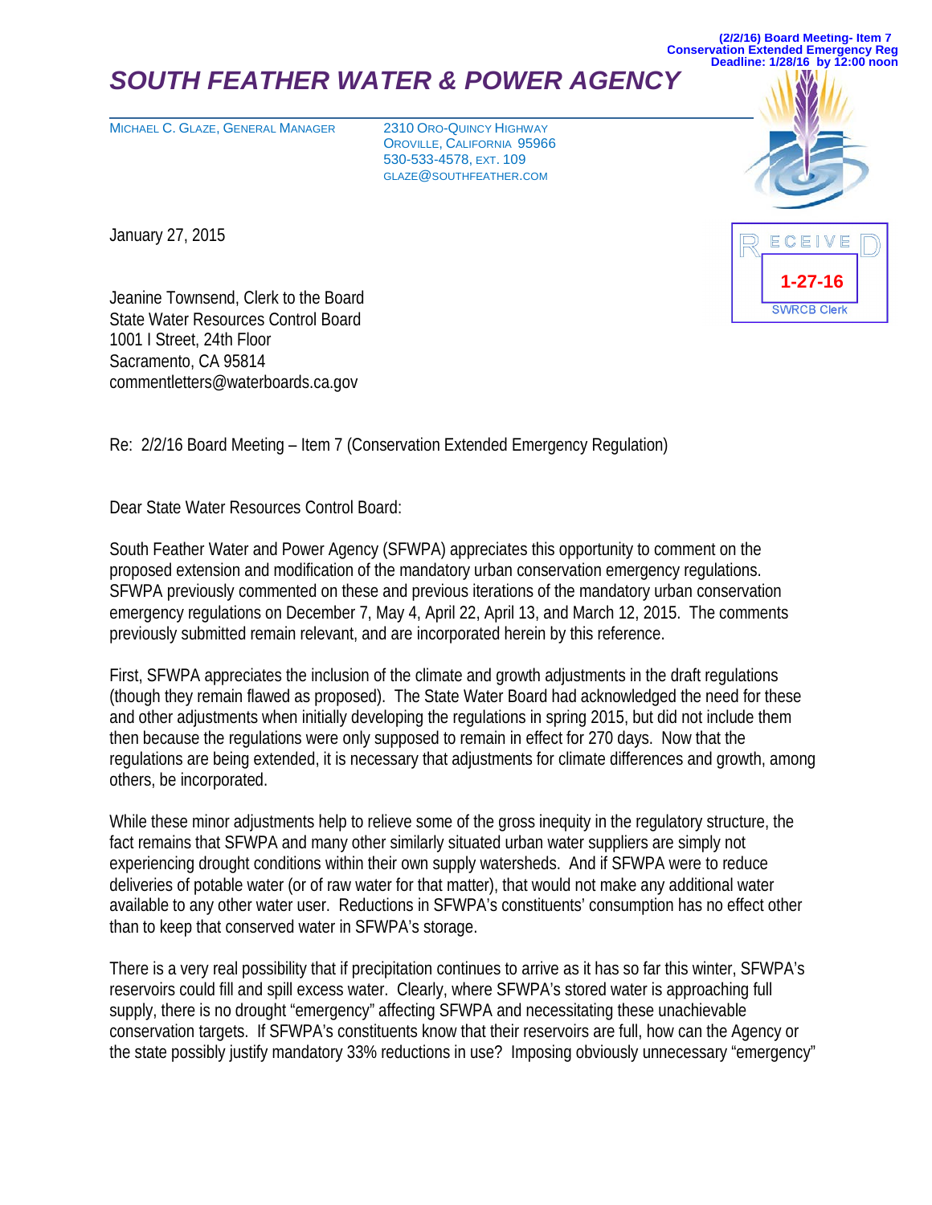(2/2/16) Board Meeting- Item 7
Conservation Extended Emergency Reg
Deadline: 1/28/16 by 12:00 noon

# *SOUTH FEATHER WATER & POWER AGENCY*

MICHAEL C. GLAZE, GENERAL MANAGER

2310 ORO-QUINCY HIGHWAY
OROVILLE, CALIFORNIA 95966
530-533-4578, EXT. 109
GLAZE@SOUTHFEATHER.COM

RECEIVED
1-27-16
SWRCB Clerk

January 27, 2015

Jeanine Townsend, Clerk to the Board
State Water Resources Control Board
1001 I Street, 24th Floor
Sacramento, CA 95814
commentletters@waterboards.ca.gov

Re: 2/2/16 Board Meeting – Item 7 (Conservation Extended Emergency Regulation)

Dear State Water Resources Control Board:

South Feather Water and Power Agency (SFWPA) appreciates this opportunity to comment on the proposed extension and modification of the mandatory urban conservation emergency regulations. SFWPA previously commented on these and previous iterations of the mandatory urban conservation emergency regulations on December 7, May 4, April 22, April 13, and March 12, 2015. The comments previously submitted remain relevant, and are incorporated herein by this reference.

First, SFWPA appreciates the inclusion of the climate and growth adjustments in the draft regulations (though they remain flawed as proposed). The State Water Board had acknowledged the need for these and other adjustments when initially developing the regulations in spring 2015, but did not include them then because the regulations were only supposed to remain in effect for 270 days. Now that the regulations are being extended, it is necessary that adjustments for climate differences and growth, among others, be incorporated.

While these minor adjustments help to relieve some of the gross inequity in the regulatory structure, the fact remains that SFWPA and many other similarly situated urban water suppliers are simply not experiencing drought conditions within their own supply watersheds. And if SFWPA were to reduce deliveries of potable water (or of raw water for that matter), that would not make any additional water available to any other water user. Reductions in SFWPA's constituents' consumption has no effect other than to keep that conserved water in SFWPA's storage.

There is a very real possibility that if precipitation continues to arrive as it has so far this winter, SFWPA's reservoirs could fill and spill excess water. Clearly, where SFWPA's stored water is approaching full supply, there is no drought "emergency" affecting SFWPA and necessitating these unachievable conservation targets. If SFWPA's constituents know that their reservoirs are full, how can the Agency or the state possibly justify mandatory 33% reductions in use? Imposing obviously unnecessary "emergency"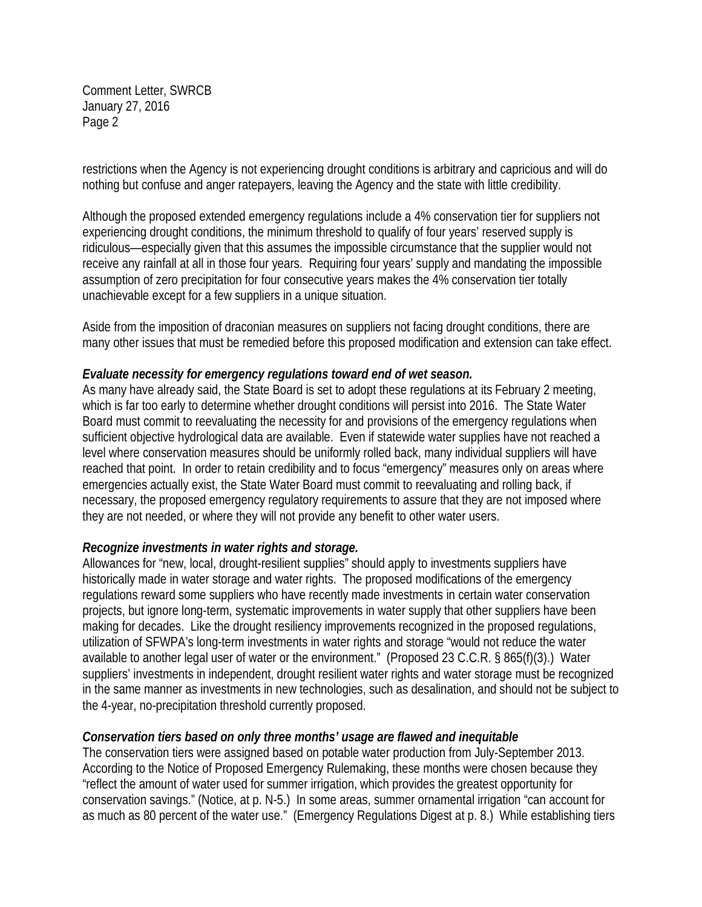restrictions when the Agency is not experiencing drought conditions is arbitrary and capricious and will do nothing but confuse and anger ratepayers, leaving the Agency and the state with little credibility.

Although the proposed extended emergency regulations include a 4% conservation tier for suppliers not experiencing drought conditions, the minimum threshold to qualify of four years' reserved supply is ridiculous—especially given that this assumes the impossible circumstance that the supplier would not receive any rainfall at all in those four years. Requiring four years' supply and mandating the impossible assumption of zero precipitation for four consecutive years makes the 4% conservation tier totally unachievable except for a few suppliers in a unique situation.

Aside from the imposition of draconian measures on suppliers not facing drought conditions, there are many other issues that must be remedied before this proposed modification and extension can take effect.

***Evaluate necessity for emergency regulations toward end of wet season.***

As many have already said, the State Board is set to adopt these regulations at its February 2 meeting, which is far too early to determine whether drought conditions will persist into 2016. The State Water Board must commit to reevaluating the necessity for and provisions of the emergency regulations when sufficient objective hydrological data are available. Even if statewide water supplies have not reached a level where conservation measures should be uniformly rolled back, many individual suppliers will have reached that point. In order to retain credibility and to focus "emergency" measures only on areas where emergencies actually exist, the State Water Board must commit to reevaluating and rolling back, if necessary, the proposed emergency regulatory requirements to assure that they are not imposed where they are not needed, or where they will not provide any benefit to other water users.

***Recognize investments in water rights and storage.***

Allowances for "new, local, drought-resilient supplies" should apply to investments suppliers have historically made in water storage and water rights. The proposed modifications of the emergency regulations reward some suppliers who have recently made investments in certain water conservation projects, but ignore long-term, systematic improvements in water supply that other suppliers have been making for decades. Like the drought resiliency improvements recognized in the proposed regulations, utilization of SFWPA's long-term investments in water rights and storage "would not reduce the water available to another legal user of water or the environment." (Proposed 23 C.C.R. § 865(f)(3).) Water suppliers' investments in independent, drought resilient water rights and water storage must be recognized in the same manner as investments in new technologies, such as desalination, and should not be subject to the 4-year, no-precipitation threshold currently proposed.

***Conservation tiers based on only three months' usage are flawed and inequitable***

The conservation tiers were assigned based on potable water production from July-September 2013. According to the Notice of Proposed Emergency Rulemaking, these months were chosen because they "reflect the amount of water used for summer irrigation, which provides the greatest opportunity for conservation savings." (Notice, at p. N-5.) In some areas, summer ornamental irrigation "can account for as much as 80 percent of the water use." (Emergency Regulations Digest at p. 8.) While establishing tiers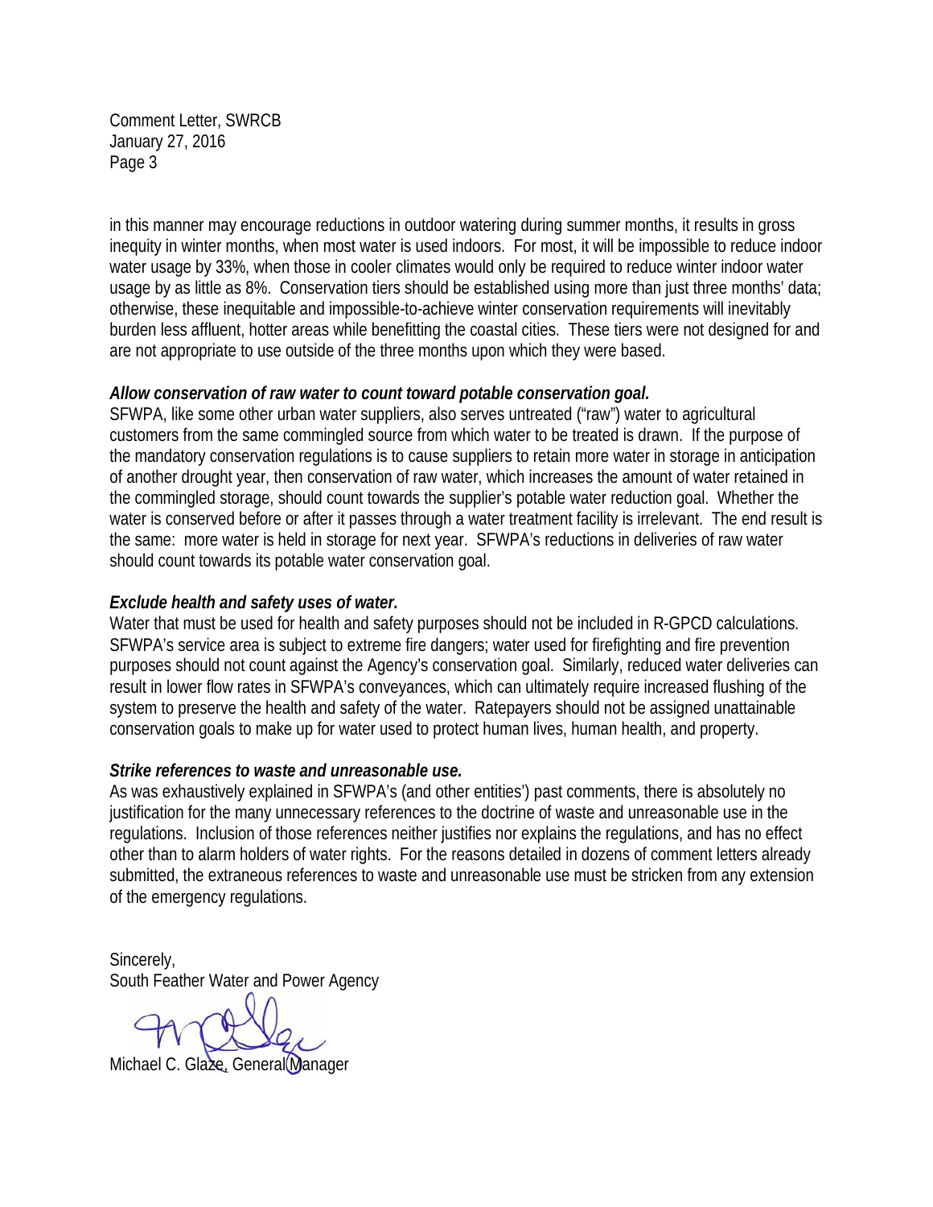in this manner may encourage reductions in outdoor watering during summer months, it results in gross inequity in winter months, when most water is used indoors. For most, it will be impossible to reduce indoor water usage by 33%, when those in cooler climates would only be required to reduce winter indoor water usage by as little as 8%. Conservation tiers should be established using more than just three months' data; otherwise, these inequitable and impossible-to-achieve winter conservation requirements will inevitably burden less affluent, hotter areas while benefitting the coastal cities. These tiers were not designed for and are not appropriate to use outside of the three months upon which they were based.

***Allow conservation of raw water to count toward potable conservation goal.***

SFWPA, like some other urban water suppliers, also serves untreated ("raw") water to agricultural customers from the same commingled source from which water to be treated is drawn. If the purpose of the mandatory conservation regulations is to cause suppliers to retain more water in storage in anticipation of another drought year, then conservation of raw water, which increases the amount of water retained in the commingled storage, should count towards the supplier's potable water reduction goal. Whether the water is conserved before or after it passes through a water treatment facility is irrelevant. The end result is the same: more water is held in storage for next year. SFWPA's reductions in deliveries of raw water should count towards its potable water conservation goal.

***Exclude health and safety uses of water.***

Water that must be used for health and safety purposes should not be included in R-GPCD calculations. SFWPA's service area is subject to extreme fire dangers; water used for firefighting and fire prevention purposes should not count against the Agency's conservation goal. Similarly, reduced water deliveries can result in lower flow rates in SFWPA's conveyances, which can ultimately require increased flushing of the system to preserve the health and safety of the water. Ratepayers should not be assigned unattainable conservation goals to make up for water used to protect human lives, human health, and property.

***Strike references to waste and unreasonable use.***

As was exhaustively explained in SFWPA's (and other entities') past comments, there is absolutely no justification for the many unnecessary references to the doctrine of waste and unreasonable use in the regulations. Inclusion of those references neither justifies nor explains the regulations, and has no effect other than to alarm holders of water rights. For the reasons detailed in dozens of comment letters already submitted, the extraneous references to waste and unreasonable use must be stricken from any extension of the emergency regulations.

Sincerely,
South Feather Water and Power Agency

Michael C. Glaze, General Manager